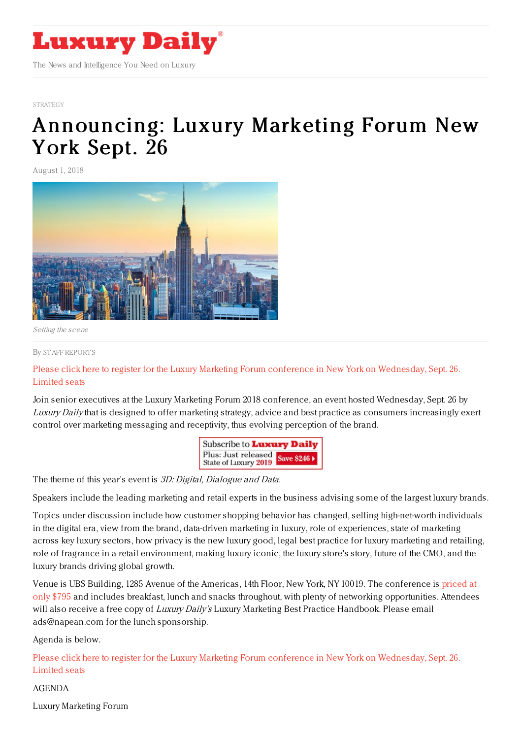# Luxury Daily

The News and Intelligence You Need on Luxury

STRATEGY

# Announcing: Luxury Marketing Forum New York Sept. 26

August 1, 2018

*Setting the scene*

By STAFF REPORTS

Please click here to register for the Luxury Marketing Forum conference in New York on Wednesday, Sept. 26. Limited seats

Join senior executives at the Luxury Marketing Forum 2018 conference, an event hosted Wednesday, Sept. 26 by *Luxury Daily* that is designed to offer marketing strategy, advice and best practice as consumers increasingly exert control over marketing messaging and receptivity, thus evolving perception of the brand.

Subscribe to Luxury Daily
Plus: Just released State of Luxury 2019 Save $246

The theme of this year's event is *3D: Digital, Dialogue and Data*.

Speakers include the leading marketing and retail experts in the business advising some of the largest luxury brands.

Topics under discussion include how customer shopping behavior has changed, selling high-net-worth individuals in the digital era, view from the brand, data-driven marketing in luxury, role of experiences, state of marketing across key luxury sectors, how privacy is the new luxury good, legal best practice for luxury marketing and retailing, role of fragrance in a retail environment, making luxury iconic, the luxury store's story, future of the CMO, and the luxury brands driving global growth.

Venue is UBS Building, 1285 Avenue of the Americas, 14th Floor, New York, NY 10019. The conference is priced at only $795 and includes breakfast, lunch and snacks throughout, with plenty of networking opportunities. Attendees will also receive a free copy of *Luxury Daily's* Luxury Marketing Best Practice Handbook. Please email ads@napean.com for the lunch sponsorship.

Agenda is below.

Please click here to register for the Luxury Marketing Forum conference in New York on Wednesday, Sept. 26. Limited seats

AGENDA

Luxury Marketing Forum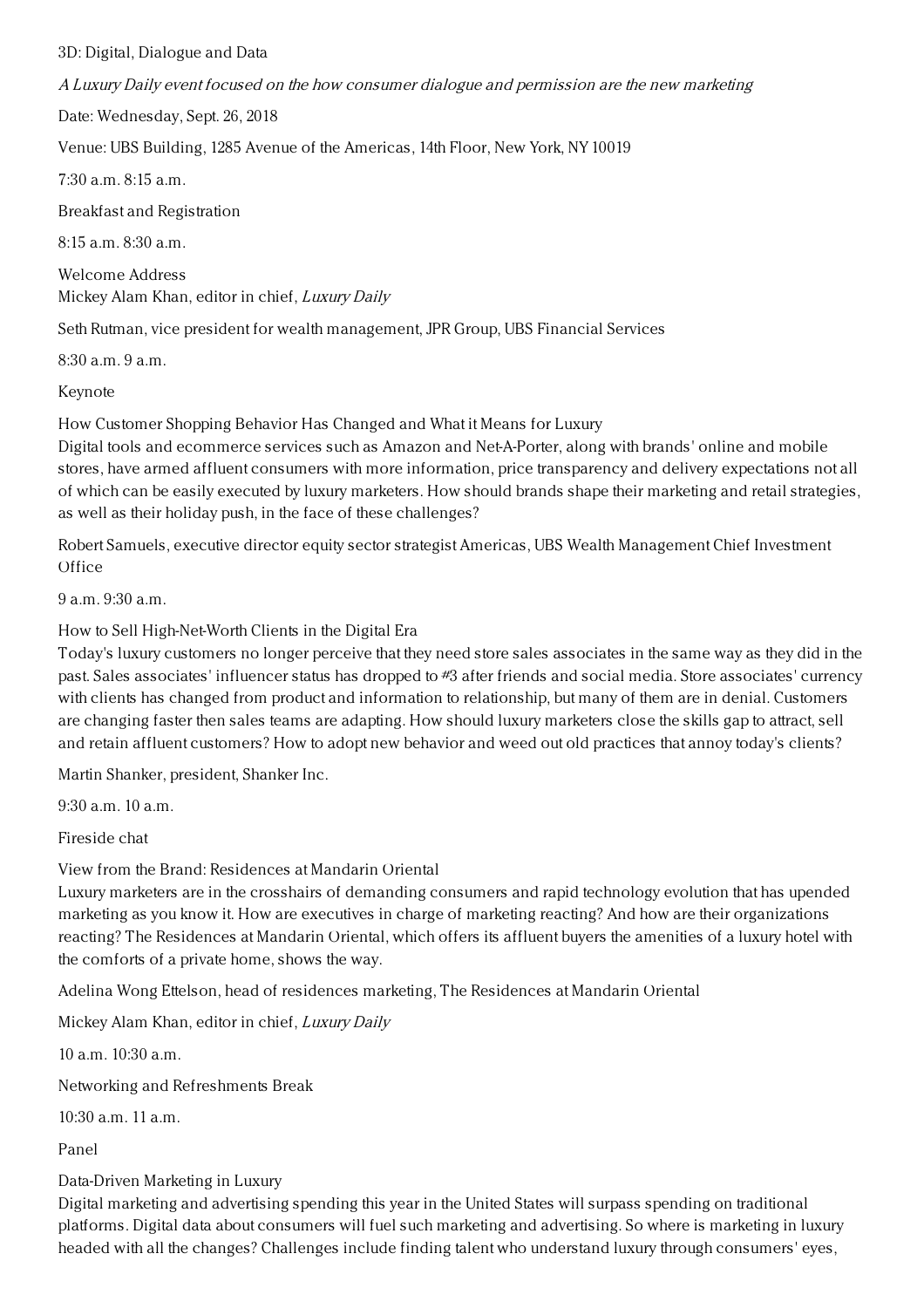3D: Digital, Dialogue and Data

*A Luxury Daily event focused on the how consumer dialogue and permission are the new marketing*

Date: Wednesday, Sept. 26, 2018

Venue: UBS Building, 1285 Avenue of the Americas, 14th Floor, New York, NY 10019

7:30 a.m. 8:15 a.m.

Breakfast and Registration

8:15 a.m. 8:30 a.m.

Welcome Address
Mickey Alam Khan, editor in chief, *Luxury Daily*

Seth Rutman, vice president for wealth management, JPR Group, UBS Financial Services

8:30 a.m. 9 a.m.

Keynote

How Customer Shopping Behavior Has Changed and What it Means for Luxury
Digital tools and ecommerce services such as Amazon and Net-A-Porter, along with brands' online and mobile stores, have armed affluent consumers with more information, price transparency and delivery expectations not all of which can be easily executed by luxury marketers. How should brands shape their marketing and retail strategies, as well as their holiday push, in the face of these challenges?

Robert Samuels, executive director equity sector strategist Americas, UBS Wealth Management Chief Investment Office

9 a.m. 9:30 a.m.

How to Sell High-Net-Worth Clients in the Digital Era
Today's luxury customers no longer perceive that they need store sales associates in the same way as they did in the past. Sales associates' influencer status has dropped to #3 after friends and social media. Store associates' currency with clients has changed from product and information to relationship, but many of them are in denial. Customers are changing faster then sales teams are adapting. How should luxury marketers close the skills gap to attract, sell and retain affluent customers? How to adopt new behavior and weed out old practices that annoy today's clients?

Martin Shanker, president, Shanker Inc.

9:30 a.m. 10 a.m.

Fireside chat

View from the Brand: Residences at Mandarin Oriental
Luxury marketers are in the crosshairs of demanding consumers and rapid technology evolution that has upended marketing as you know it. How are executives in charge of marketing reacting? And how are their organizations reacting? The Residences at Mandarin Oriental, which offers its affluent buyers the amenities of a luxury hotel with the comforts of a private home, shows the way.

Adelina Wong Ettelson, head of residences marketing, The Residences at Mandarin Oriental

Mickey Alam Khan, editor in chief, *Luxury Daily*

10 a.m. 10:30 a.m.

Networking and Refreshments Break

10:30 a.m. 11 a.m.

Panel

Data-Driven Marketing in Luxury
Digital marketing and advertising spending this year in the United States will surpass spending on traditional platforms. Digital data about consumers will fuel such marketing and advertising. So where is marketing in luxury headed with all the changes? Challenges include finding talent who understand luxury through consumers' eyes,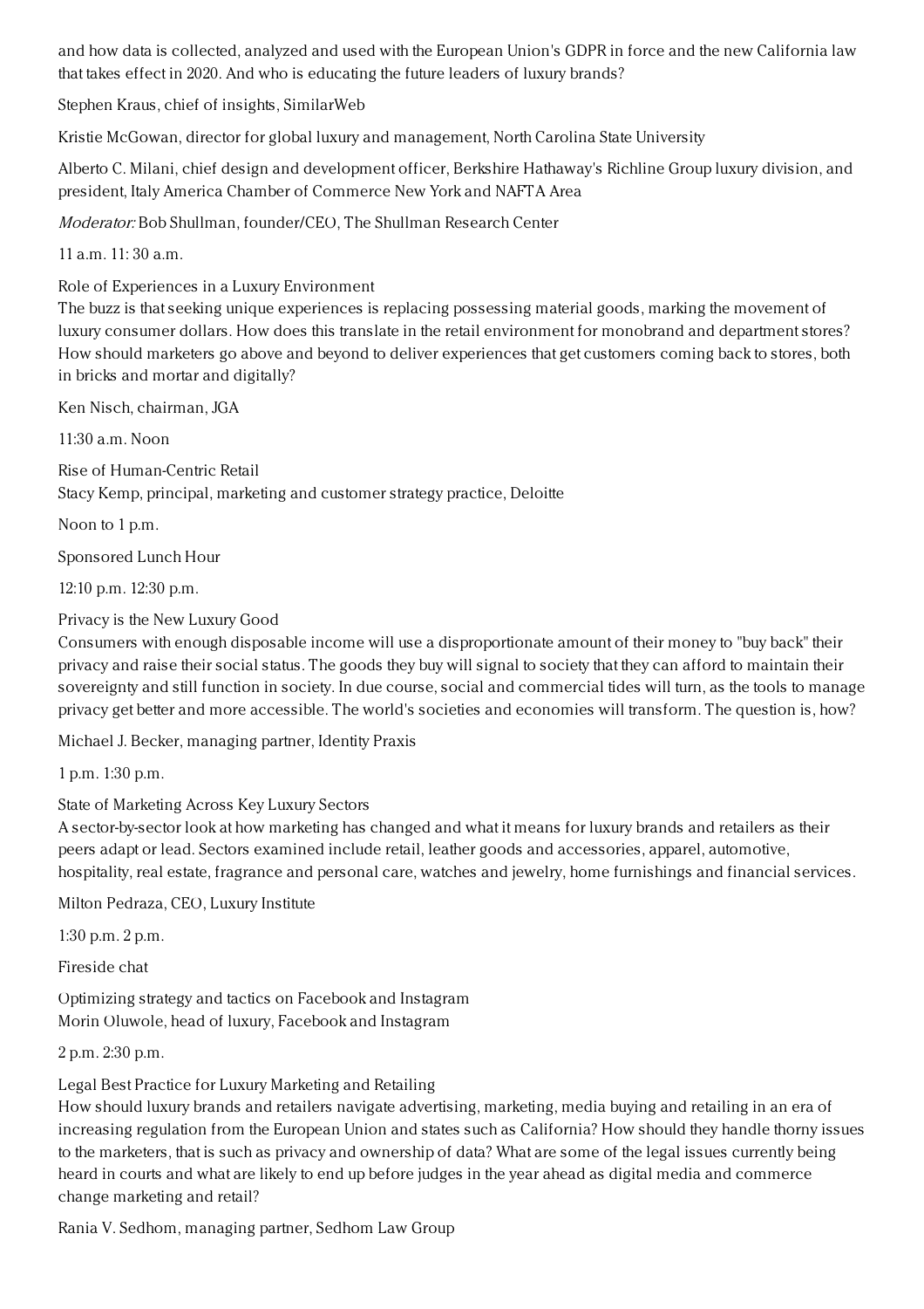and how data is collected, analyzed and used with the European Union's GDPR in force and the new California law that takes effect in 2020. And who is educating the future leaders of luxury brands?

Stephen Kraus, chief of insights, SimilarWeb

Kristie McGowan, director for global luxury and management, North Carolina State University

Alberto C. Milani, chief design and development officer, Berkshire Hathaway's Richline Group luxury division, and president, Italy America Chamber of Commerce New York and NAFTA Area

*Moderator:* Bob Shullman, founder/CEO, The Shullman Research Center

11 a.m. 11: 30 a.m.

Role of Experiences in a Luxury Environment
The buzz is that seeking unique experiences is replacing possessing material goods, marking the movement of luxury consumer dollars. How does this translate in the retail environment for monobrand and department stores? How should marketers go above and beyond to deliver experiences that get customers coming back to stores, both in bricks and mortar and digitally?

Ken Nisch, chairman, JGA

11:30 a.m. Noon

Rise of Human-Centric Retail
Stacy Kemp, principal, marketing and customer strategy practice, Deloitte

Noon to 1 p.m.

Sponsored Lunch Hour

12:10 p.m. 12:30 p.m.

Privacy is the New Luxury Good
Consumers with enough disposable income will use a disproportionate amount of their money to "buy back" their privacy and raise their social status. The goods they buy will signal to society that they can afford to maintain their sovereignty and still function in society. In due course, social and commercial tides will turn, as the tools to manage privacy get better and more accessible. The world's societies and economies will transform. The question is, how?

Michael J. Becker, managing partner, Identity Praxis

1 p.m. 1:30 p.m.

State of Marketing Across Key Luxury Sectors
A sector-by-sector look at how marketing has changed and what it means for luxury brands and retailers as their peers adapt or lead. Sectors examined include retail, leather goods and accessories, apparel, automotive, hospitality, real estate, fragrance and personal care, watches and jewelry, home furnishings and financial services.

Milton Pedraza, CEO, Luxury Institute

1:30 p.m. 2 p.m.

Fireside chat

Optimizing strategy and tactics on Facebook and Instagram
Morin Oluwole, head of luxury, Facebook and Instagram

2 p.m. 2:30 p.m.

Legal Best Practice for Luxury Marketing and Retailing
How should luxury brands and retailers navigate advertising, marketing, media buying and retailing in an era of increasing regulation from the European Union and states such as California? How should they handle thorny issues to the marketers, that is such as privacy and ownership of data? What are some of the legal issues currently being heard in courts and what are likely to end up before judges in the year ahead as digital media and commerce change marketing and retail?

Rania V. Sedhom, managing partner, Sedhom Law Group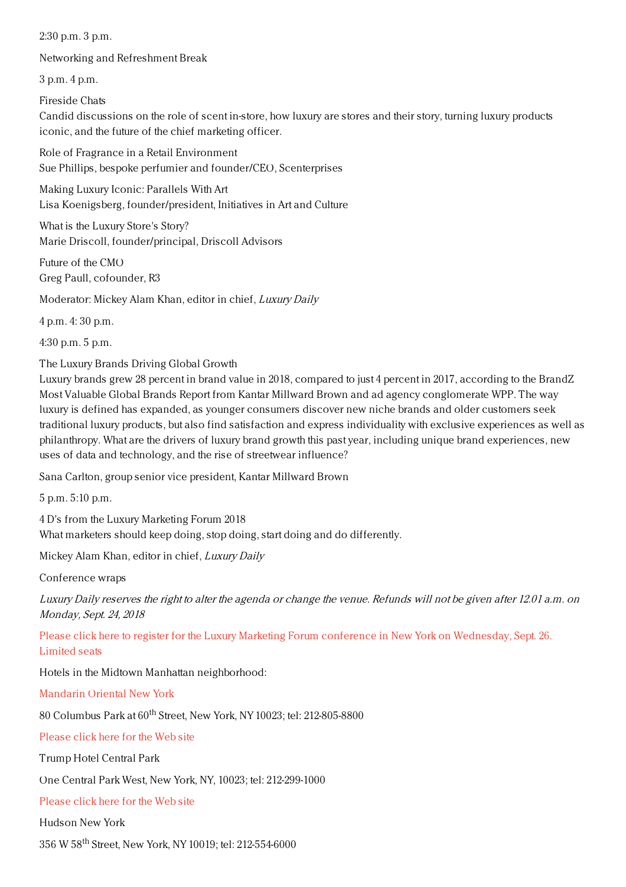2:30 p.m. 3 p.m.

Networking and Refreshment Break

3 p.m. 4 p.m.

Fireside Chats
Candid discussions on the role of scent in-store, how luxury are stores and their story, turning luxury products iconic, and the future of the chief marketing officer.

Role of Fragrance in a Retail Environment
Sue Phillips, bespoke perfumier and founder/CEO, Scenterprises

Making Luxury Iconic: Parallels With Art
Lisa Koenigsberg, founder/president, Initiatives in Art and Culture

What is the Luxury Store's Story?
Marie Driscoll, founder/principal, Driscoll Advisors

Future of the CMO
Greg Paull, cofounder, R3

Moderator: Mickey Alam Khan, editor in chief, *Luxury Daily*

4 p.m. 4: 30 p.m.

4:30 p.m. 5 p.m.

The Luxury Brands Driving Global Growth
Luxury brands grew 28 percent in brand value in 2018, compared to just 4 percent in 2017, according to the BrandZ Most Valuable Global Brands Report from Kantar Millward Brown and ad agency conglomerate WPP. The way luxury is defined has expanded, as younger consumers discover new niche brands and older customers seek traditional luxury products, but also find satisfaction and express individuality with exclusive experiences as well as philanthropy. What are the drivers of luxury brand growth this past year, including unique brand experiences, new uses of data and technology, and the rise of streetwear influence?

Sana Carlton, group senior vice president, Kantar Millward Brown

5 p.m. 5:10 p.m.

4 D's from the Luxury Marketing Forum 2018
What marketers should keep doing, stop doing, start doing and do differently.

Mickey Alam Khan, editor in chief, *Luxury Daily*

Conference wraps

*Luxury Daily reserves the right to alter the agenda or change the venue. Refunds will not be given after 12.01 a.m. on Monday, Sept. 24, 2018*

Please click here to register for the Luxury Marketing Forum conference in New York on Wednesday, Sept. 26. Limited seats

Hotels in the Midtown Manhattan neighborhood:

Mandarin Oriental New York

80 Columbus Park at 60th Street, New York, NY 10023; tel: 212-805-8800

Please click here for the Web site

Trump Hotel Central Park

One Central Park West, New York, NY, 10023; tel: 212-299-1000

Please click here for the Web site

Hudson New York

356 W 58th Street, New York, NY 10019; tel: 212-554-6000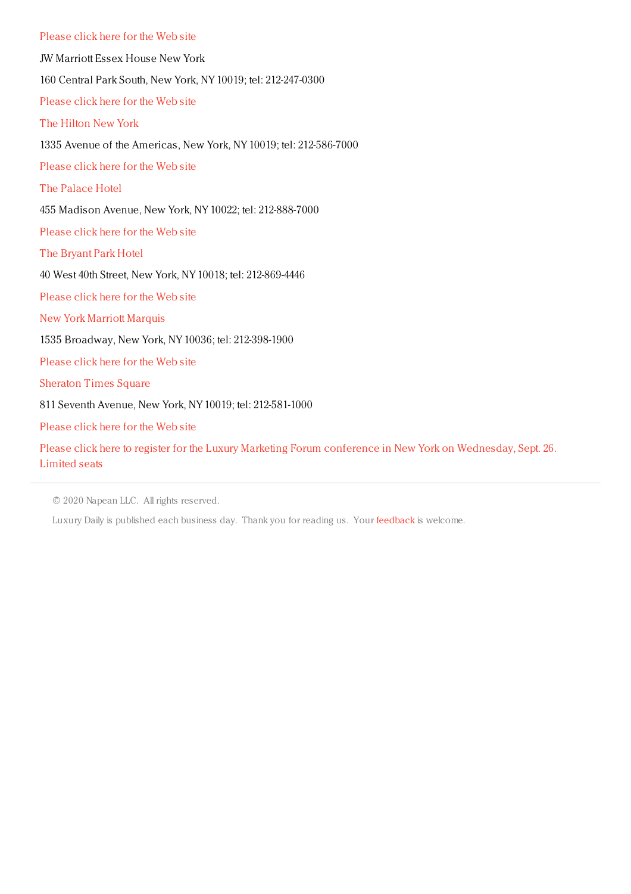Please click here for the Web site

JW Marriott Essex House New York

160 Central Park South, New York, NY 10019; tel: 212-247-0300

Please click here for the Web site

The Hilton New York

1335 Avenue of the Americas, New York, NY 10019; tel: 212-586-7000

Please click here for the Web site

The Palace Hotel

455 Madison Avenue, New York, NY 10022; tel: 212-888-7000

Please click here for the Web site

The Bryant Park Hotel

40 West 40th Street, New York, NY 10018; tel: 212-869-4446

Please click here for the Web site

New York Marriott Marquis

1535 Broadway, New York, NY 10036; tel: 212-398-1900

Please click here for the Web site

Sheraton Times Square

811 Seventh Avenue, New York, NY 10019; tel: 212-581-1000

Please click here for the Web site

Please click here to register for the Luxury Marketing Forum conference in New York on Wednesday, Sept. 26. Limited seats

---

© 2020 Napean LLC. All rights reserved.

Luxury Daily is published each business day. Thank you for reading us. Your feedback is welcome.